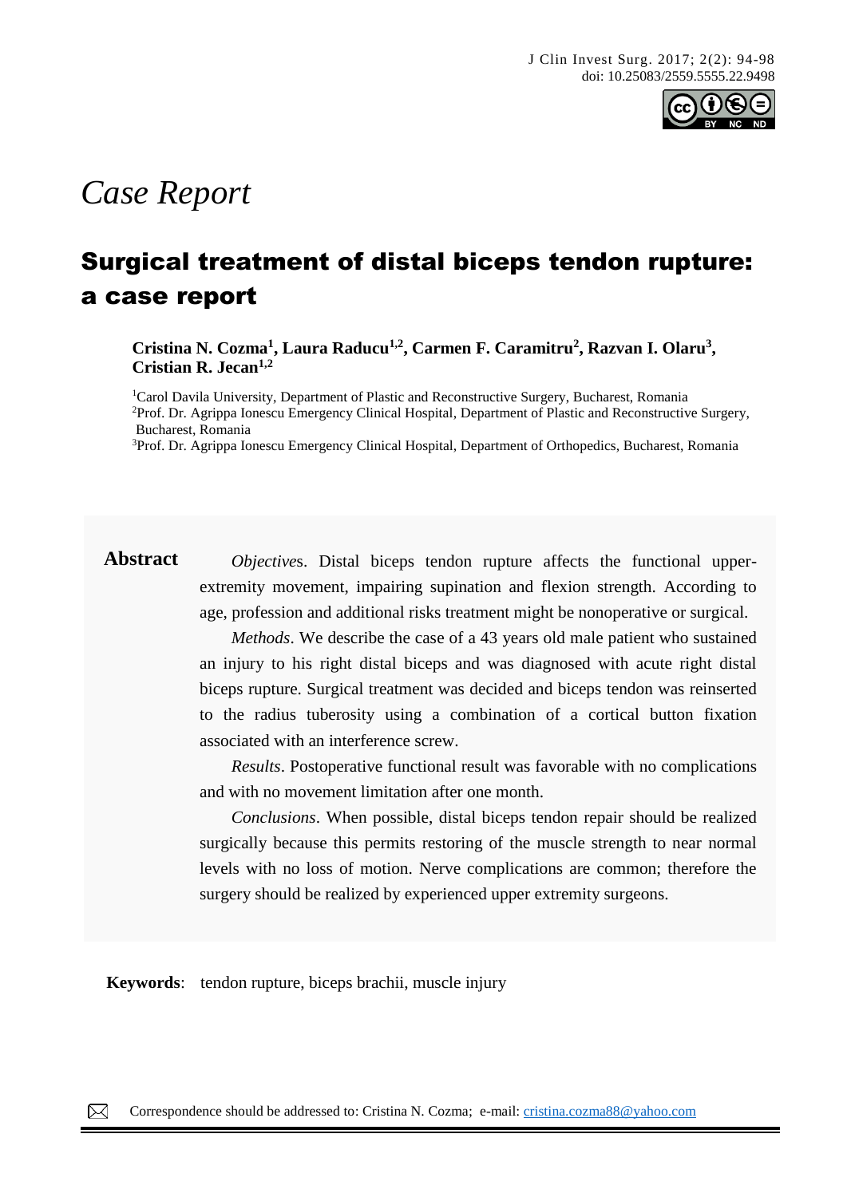*Case Report*

# Surgical treatment of distal biceps tendon rupture: a case report

**Cristina N. Cozma[1], Laura Raducu[1,2], Carmen F. Caramitru[2], Razvan I. Olaru[3], Cristian R. Jecan[1,2]**

[1]Carol Davila University, Department of Plastic and Reconstructive Surgery, Bucharest, Romania
[2]Prof. Dr. Agrippa Ionescu Emergency Clinical Hospital, Department of Plastic and Reconstructive Surgery, Bucharest, Romania
[3]Prof. Dr. Agrippa Ionescu Emergency Clinical Hospital, Department of Orthopedics, Bucharest, Romania

**Abstract**

*Objectives*. Distal biceps tendon rupture affects the functional upper-extremity movement, impairing supination and flexion strength. According to age, profession and additional risks treatment might be nonoperative or surgical.

*Methods*. We describe the case of a 43 years old male patient who sustained an injury to his right distal biceps and was diagnosed with acute right distal biceps rupture. Surgical treatment was decided and biceps tendon was reinserted to the radius tuberosity using a combination of a cortical button fixation associated with an interference screw.

*Results*. Postoperative functional result was favorable with no complications and with no movement limitation after one month.

*Conclusions*. When possible, distal biceps tendon repair should be realized surgically because this permits restoring of the muscle strength to near normal levels with no loss of motion. Nerve complications are common; therefore the surgery should be realized by experienced upper extremity surgeons.

**Keywords**: tendon rupture, biceps brachii, muscle injury

Correspondence should be addressed to: Cristina N. Cozma; e-mail: cristina.cozma88@yahoo.com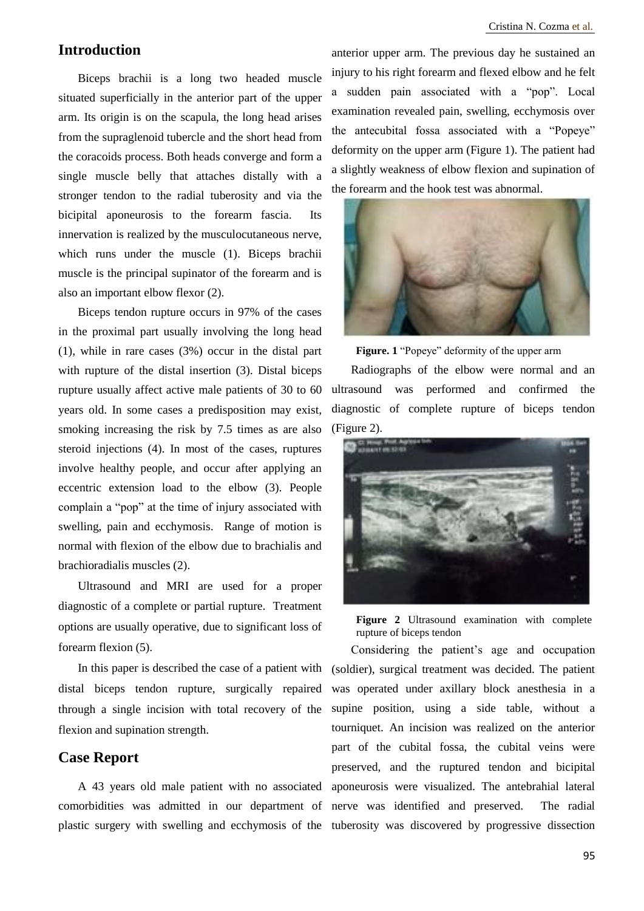## Introduction

Biceps brachii is a long two headed muscle situated superficially in the anterior part of the upper arm. Its origin is on the scapula, the long head arises from the supraglenoid tubercle and the short head from the coracoids process. Both heads converge and form a single muscle belly that attaches distally with a stronger tendon to the radial tuberosity and via the bicipital aponeurosis to the forearm fascia. Its innervation is realized by the musculocutaneous nerve, which runs under the muscle (1). Biceps brachii muscle is the principal supinator of the forearm and is also an important elbow flexor (2).

Biceps tendon rupture occurs in 97% of the cases in the proximal part usually involving the long head (1), while in rare cases (3%) occur in the distal part with rupture of the distal insertion (3). Distal biceps rupture usually affect active male patients of 30 to 60 years old. In some cases a predisposition may exist, smoking increasing the risk by 7.5 times as are also steroid injections (4). In most of the cases, ruptures involve healthy people, and occur after applying an eccentric extension load to the elbow (3). People complain a "pop" at the time of injury associated with swelling, pain and ecchymosis. Range of motion is normal with flexion of the elbow due to brachialis and brachioradialis muscles (2).

Ultrasound and MRI are used for a proper diagnostic of a complete or partial rupture. Treatment options are usually operative, due to significant loss of forearm flexion (5).

In this paper is described the case of a patient with distal biceps tendon rupture, surgically repaired through a single incision with total recovery of the flexion and supination strength.

## Case Report

A 43 years old male patient with no associated comorbidities was admitted in our department of plastic surgery with swelling and ecchymosis of the anterior upper arm. The previous day he sustained an injury to his right forearm and flexed elbow and he felt a sudden pain associated with a "pop". Local examination revealed pain, swelling, ecchymosis over the antecubital fossa associated with a "Popeye" deformity on the upper arm (Figure 1). The patient had a slightly weakness of elbow flexion and supination of the forearm and the hook test was abnormal.

**Figure. 1** "Popeye" deformity of the upper arm

Radiographs of the elbow were normal and an ultrasound was performed and confirmed the diagnostic of complete rupture of biceps tendon (Figure 2).

**Figure 2** Ultrasound examination with complete rupture of biceps tendon

Considering the patient's age and occupation (soldier), surgical treatment was decided. The patient was operated under axillary block anesthesia in a supine position, using a side table, without a tourniquet. An incision was realized on the anterior part of the cubital fossa, the cubital veins were preserved, and the ruptured tendon and bicipital aponeurosis were visualized. The antebrahial lateral nerve was identified and preserved. The radial tuberosity was discovered by progressive dissection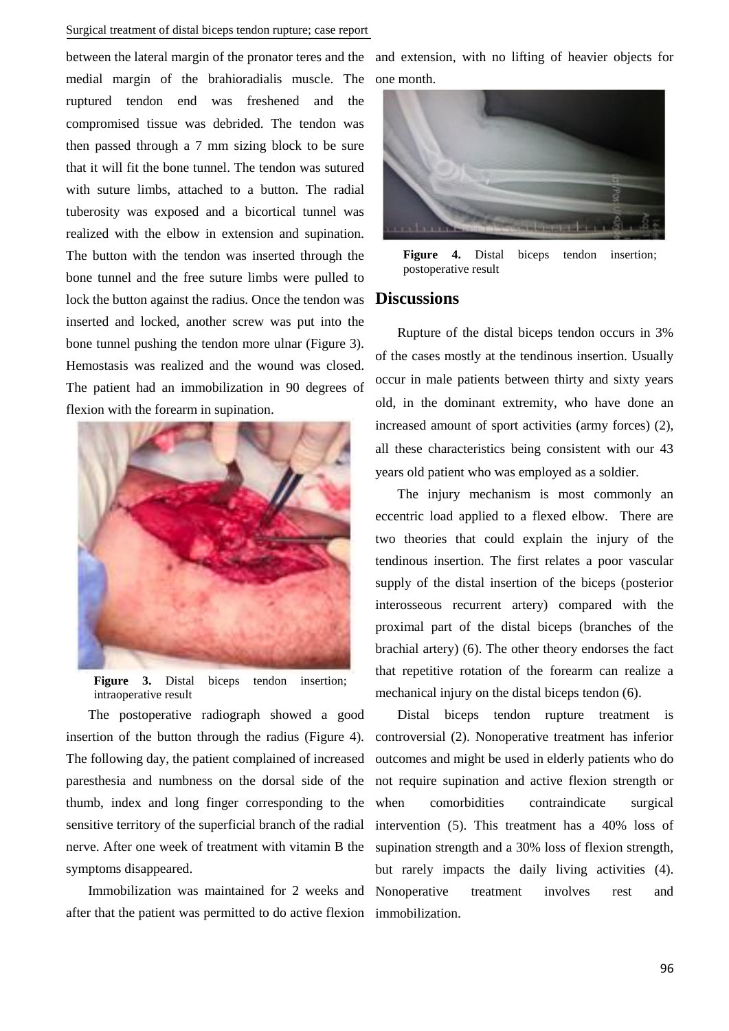between the lateral margin of the pronator teres and the medial margin of the brahioradialis muscle. The ruptured tendon end was freshened and the compromised tissue was debrided. The tendon was then passed through a 7 mm sizing block to be sure that it will fit the bone tunnel. The tendon was sutured with suture limbs, attached to a button. The radial tuberosity was exposed and a bicortical tunnel was realized with the elbow in extension and supination. The button with the tendon was inserted through the bone tunnel and the free suture limbs were pulled to lock the button against the radius. Once the tendon was inserted and locked, another screw was put into the bone tunnel pushing the tendon more ulnar (Figure 3). Hemostasis was realized and the wound was closed. The patient had an immobilization in 90 degrees of flexion with the forearm in supination.

**Figure 3.** Distal biceps tendon insertion; intraoperative result

The postoperative radiograph showed a good insertion of the button through the radius (Figure 4). The following day, the patient complained of increased paresthesia and numbness on the dorsal side of the thumb, index and long finger corresponding to the sensitive territory of the superficial branch of the radial nerve. After one week of treatment with vitamin B the symptoms disappeared.

Immobilization was maintained for 2 weeks and after that the patient was permitted to do active flexion and extension, with no lifting of heavier objects for one month.

**Figure 4.** Distal biceps tendon insertion; postoperative result

## Discussions

Rupture of the distal biceps tendon occurs in 3% of the cases mostly at the tendinous insertion. Usually occur in male patients between thirty and sixty years old, in the dominant extremity, who have done an increased amount of sport activities (army forces) (2), all these characteristics being consistent with our 43 years old patient who was employed as a soldier.

The injury mechanism is most commonly an eccentric load applied to a flexed elbow. There are two theories that could explain the injury of the tendinous insertion. The first relates a poor vascular supply of the distal insertion of the biceps (posterior interosseous recurrent artery) compared with the proximal part of the distal biceps (branches of the brachial artery) (6). The other theory endorses the fact that repetitive rotation of the forearm can realize a mechanical injury on the distal biceps tendon (6).

Distal biceps tendon rupture treatment is controversial (2). Nonoperative treatment has inferior outcomes and might be used in elderly patients who do not require supination and active flexion strength or when comorbidities contraindicate surgical intervention (5). This treatment has a 40% loss of supination strength and a 30% loss of flexion strength, but rarely impacts the daily living activities (4). Nonoperative treatment involves rest and immobilization.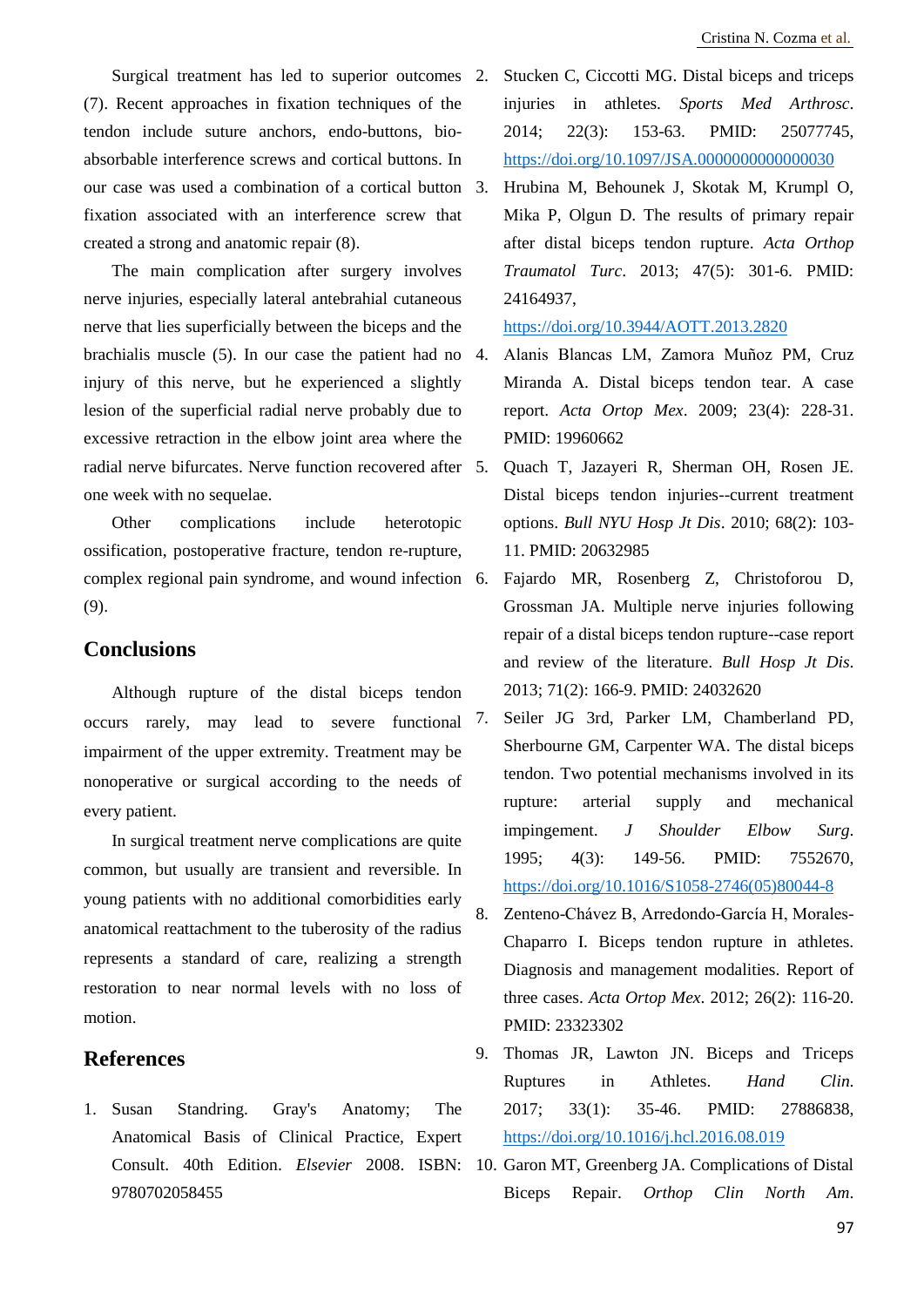Surgical treatment has led to superior outcomes (7). Recent approaches in fixation techniques of the tendon include suture anchors, endo-buttons, bio-absorbable interference screws and cortical buttons. In our case was used a combination of a cortical button fixation associated with an interference screw that created a strong and anatomic repair (8).

The main complication after surgery involves nerve injuries, especially lateral antebrahial cutaneous nerve that lies superficially between the biceps and the brachialis muscle (5). In our case the patient had no injury of this nerve, but he experienced a slightly lesion of the superficial radial nerve probably due to excessive retraction in the elbow joint area where the radial nerve bifurcates. Nerve function recovered after one week with no sequelae.

Other complications include heterotopic ossification, postoperative fracture, tendon re-rupture, complex regional pain syndrome, and wound infection (9).

## Conclusions

Although rupture of the distal biceps tendon occurs rarely, may lead to severe functional impairment of the upper extremity. Treatment may be nonoperative or surgical according to the needs of every patient.

In surgical treatment nerve complications are quite common, but usually are transient and reversible. In young patients with no additional comorbidities early anatomical reattachment to the tuberosity of the radius represents a standard of care, realizing a strength restoration to near normal levels with no loss of motion.

## References

1. Susan Standring. Gray's Anatomy; The Anatomical Basis of Clinical Practice, Expert Consult. 40th Edition. *Elsevier* 2008. ISBN: 9780702058455
2. Stucken C, Ciccotti MG. Distal biceps and triceps injuries in athletes. *Sports Med Arthrosc*. 2014; 22(3): 153-63. PMID: 25077745, https://doi.org/10.1097/JSA.0000000000000030
3. Hrubina M, Behounek J, Skotak M, Krumpl O, Mika P, Olgun D. The results of primary repair after distal biceps tendon rupture. *Acta Orthop Traumatol Turc*. 2013; 47(5): 301-6. PMID: 24164937, https://doi.org/10.3944/AOTT.2013.2820
4. Alanis Blancas LM, Zamora Muñoz PM, Cruz Miranda A. Distal biceps tendon tear. A case report. *Acta Ortop Mex*. 2009; 23(4): 228-31. PMID: 19960662
5. Quach T, Jazayeri R, Sherman OH, Rosen JE. Distal biceps tendon injuries--current treatment options. *Bull NYU Hosp Jt Dis*. 2010; 68(2): 103-11. PMID: 20632985
6. Fajardo MR, Rosenberg Z, Christoforou D, Grossman JA. Multiple nerve injuries following repair of a distal biceps tendon rupture--case report and review of the literature. *Bull Hosp Jt Dis*. 2013; 71(2): 166-9. PMID: 24032620
7. Seiler JG 3rd, Parker LM, Chamberland PD, Sherbourne GM, Carpenter WA. The distal biceps tendon. Two potential mechanisms involved in its rupture: arterial supply and mechanical impingement. *J Shoulder Elbow Surg*. 1995; 4(3): 149-56. PMID: 7552670, https://doi.org/10.1016/S1058-2746(05)80044-8
8. Zenteno-Chávez B, Arredondo-García H, Morales-Chaparro I. Biceps tendon rupture in athletes. Diagnosis and management modalities. Report of three cases. *Acta Ortop Mex*. 2012; 26(2): 116-20. PMID: 23323302
9. Thomas JR, Lawton JN. Biceps and Triceps Ruptures in Athletes. *Hand Clin*. 2017; 33(1): 35-46. PMID: 27886838, https://doi.org/10.1016/j.hcl.2016.08.019
10. Garon MT, Greenberg JA. Complications of Distal Biceps Repair. *Orthop Clin North Am*.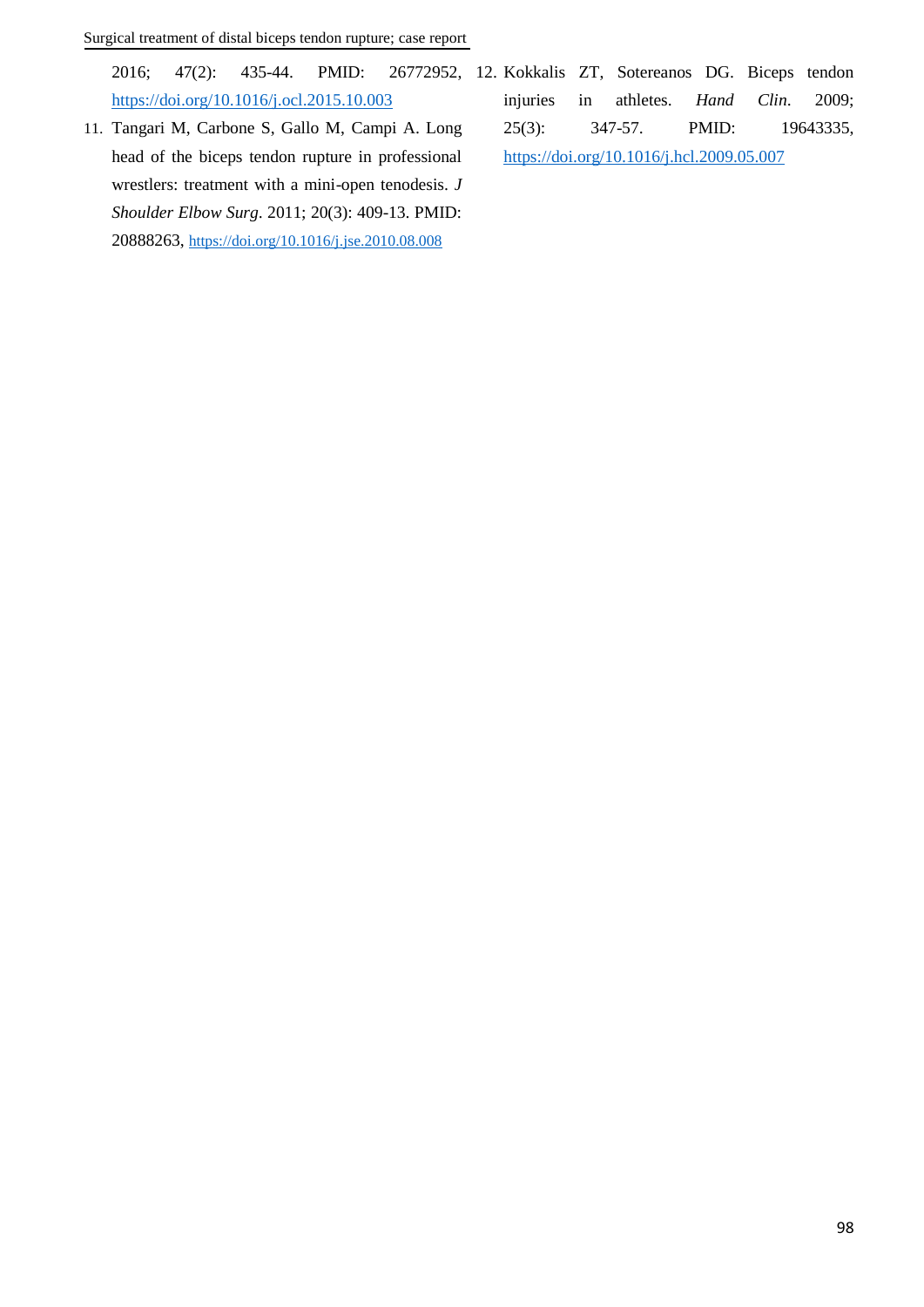2016; 47(2): 435-44. PMID: 26772952, https://doi.org/10.1016/j.ocl.2015.10.003

11. Tangari M, Carbone S, Gallo M, Campi A. Long head of the biceps tendon rupture in professional wrestlers: treatment with a mini-open tenodesis. *J Shoulder Elbow Surg*. 2011; 20(3): 409-13. PMID: 20888263, https://doi.org/10.1016/j.jse.2010.08.008
12. Kokkalis ZT, Sotereanos DG. Biceps tendon injuries in athletes. *Hand Clin*. 2009; 25(3): 347-57. PMID: 19643335, https://doi.org/10.1016/j.hcl.2009.05.007